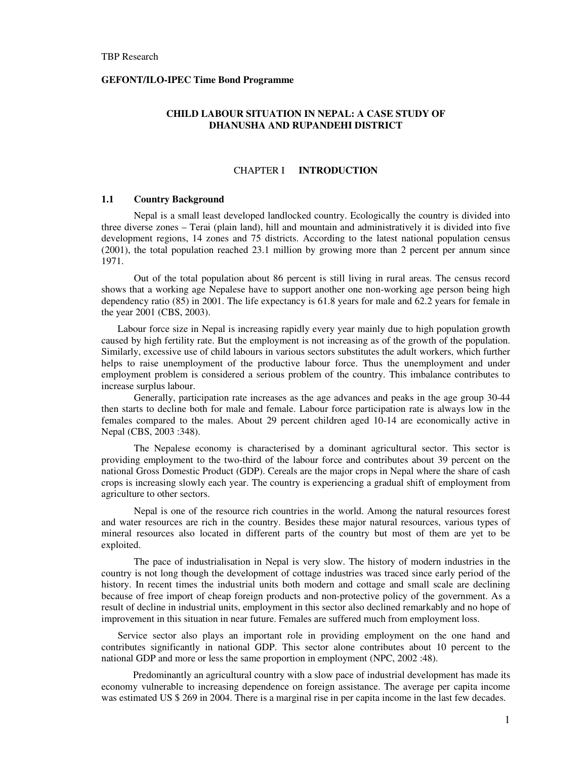TBP Research

**GEFONT/ILO-IPEC Time Bond Programme**

# CHILD LABOUR SITUATION IN NEPAL: A CASE STUDY OF DHANUSHA AND RUPANDEHI DISTRICT

## CHAPTER I INTRODUCTION

### 1.1 Country Background

Nepal is a small least developed landlocked country. Ecologically the country is divided into three diverse zones – Terai (plain land), hill and mountain and administratively it is divided into five development regions, 14 zones and 75 districts. According to the latest national population census (2001), the total population reached 23.1 million by growing more than 2 percent per annum since 1971.

Out of the total population about 86 percent is still living in rural areas. The census record shows that a working age Nepalese have to support another one non-working age person being high dependency ratio (85) in 2001. The life expectancy is 61.8 years for male and 62.2 years for female in the year 2001 (CBS, 2003).

Labour force size in Nepal is increasing rapidly every year mainly due to high population growth caused by high fertility rate. But the employment is not increasing as of the growth of the population. Similarly, excessive use of child labours in various sectors substitutes the adult workers, which further helps to raise unemployment of the productive labour force. Thus the unemployment and under employment problem is considered a serious problem of the country. This imbalance contributes to increase surplus labour.

Generally, participation rate increases as the age advances and peaks in the age group 30-44 then starts to decline both for male and female. Labour force participation rate is always low in the females compared to the males. About 29 percent children aged 10-14 are economically active in Nepal (CBS, 2003 :348).

The Nepalese economy is characterised by a dominant agricultural sector. This sector is providing employment to the two-third of the labour force and contributes about 39 percent on the national Gross Domestic Product (GDP). Cereals are the major crops in Nepal where the share of cash crops is increasing slowly each year. The country is experiencing a gradual shift of employment from agriculture to other sectors.

Nepal is one of the resource rich countries in the world. Among the natural resources forest and water resources are rich in the country. Besides these major natural resources, various types of mineral resources also located in different parts of the country but most of them are yet to be exploited.

The pace of industrialisation in Nepal is very slow. The history of modern industries in the country is not long though the development of cottage industries was traced since early period of the history. In recent times the industrial units both modern and cottage and small scale are declining because of free import of cheap foreign products and non-protective policy of the government. As a result of decline in industrial units, employment in this sector also declined remarkably and no hope of improvement in this situation in near future. Females are suffered much from employment loss.

Service sector also plays an important role in providing employment on the one hand and contributes significantly in national GDP. This sector alone contributes about 10 percent to the national GDP and more or less the same proportion in employment (NPC, 2002 :48).

Predominantly an agricultural country with a slow pace of industrial development has made its economy vulnerable to increasing dependence on foreign assistance. The average per capita income was estimated US $ 269 in 2004. There is a marginal rise in per capita income in the last few decades.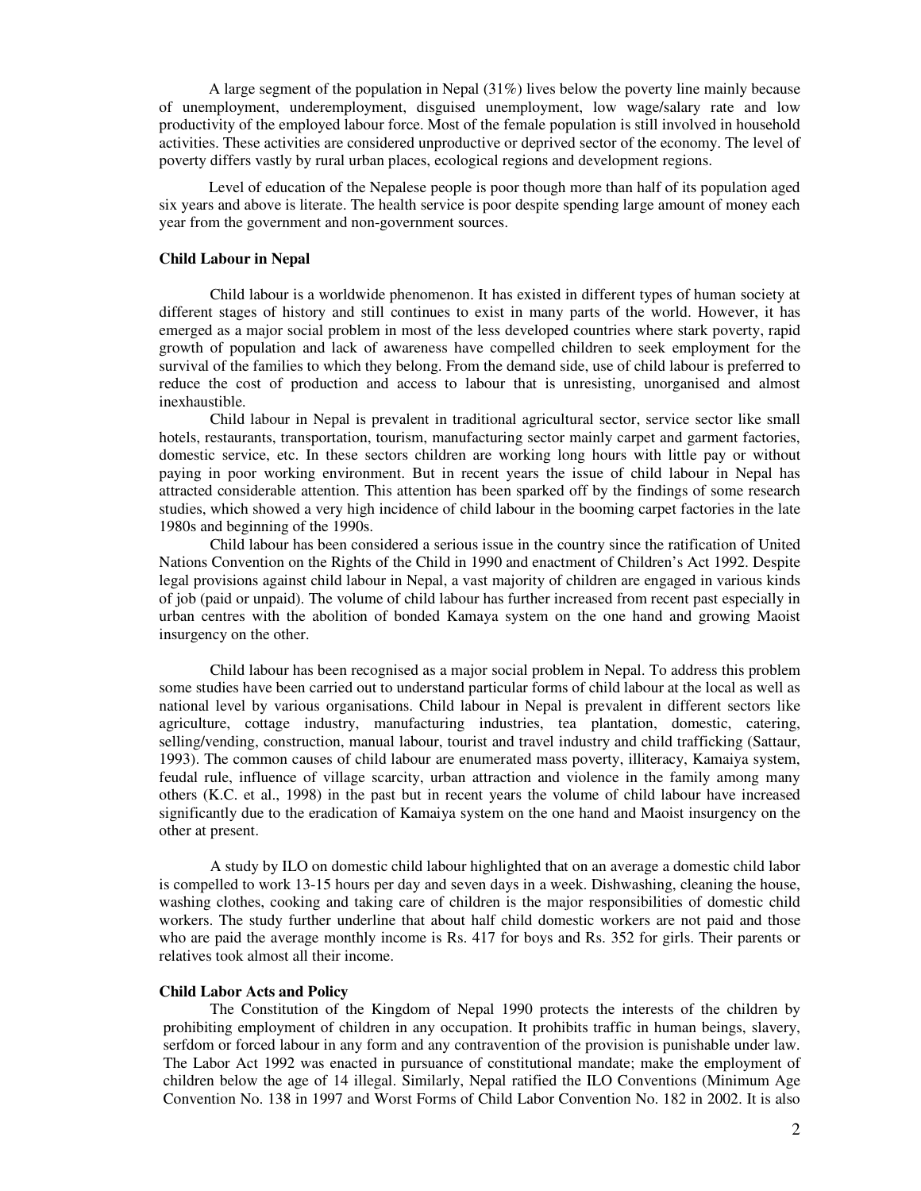A large segment of the population in Nepal (31%) lives below the poverty line mainly because of unemployment, underemployment, disguised unemployment, low wage/salary rate and low productivity of the employed labour force. Most of the female population is still involved in household activities. These activities are considered unproductive or deprived sector of the economy. The level of poverty differs vastly by rural urban places, ecological regions and development regions.

Level of education of the Nepalese people is poor though more than half of its population aged six years and above is literate. The health service is poor despite spending large amount of money each year from the government and non-government sources.

### Child Labour in Nepal

Child labour is a worldwide phenomenon. It has existed in different types of human society at different stages of history and still continues to exist in many parts of the world. However, it has emerged as a major social problem in most of the less developed countries where stark poverty, rapid growth of population and lack of awareness have compelled children to seek employment for the survival of the families to which they belong. From the demand side, use of child labour is preferred to reduce the cost of production and access to labour that is unresisting, unorganised and almost inexhaustible.

Child labour in Nepal is prevalent in traditional agricultural sector, service sector like small hotels, restaurants, transportation, tourism, manufacturing sector mainly carpet and garment factories, domestic service, etc. In these sectors children are working long hours with little pay or without paying in poor working environment. But in recent years the issue of child labour in Nepal has attracted considerable attention. This attention has been sparked off by the findings of some research studies, which showed a very high incidence of child labour in the booming carpet factories in the late 1980s and beginning of the 1990s.

Child labour has been considered a serious issue in the country since the ratification of United Nations Convention on the Rights of the Child in 1990 and enactment of Children's Act 1992. Despite legal provisions against child labour in Nepal, a vast majority of children are engaged in various kinds of job (paid or unpaid). The volume of child labour has further increased from recent past especially in urban centres with the abolition of bonded Kamaya system on the one hand and growing Maoist insurgency on the other.

Child labour has been recognised as a major social problem in Nepal. To address this problem some studies have been carried out to understand particular forms of child labour at the local as well as national level by various organisations. Child labour in Nepal is prevalent in different sectors like agriculture, cottage industry, manufacturing industries, tea plantation, domestic, catering, selling/vending, construction, manual labour, tourist and travel industry and child trafficking (Sattaur, 1993). The common causes of child labour are enumerated mass poverty, illiteracy, Kamaiya system, feudal rule, influence of village scarcity, urban attraction and violence in the family among many others (K.C. et al., 1998) in the past but in recent years the volume of child labour have increased significantly due to the eradication of Kamaiya system on the one hand and Maoist insurgency on the other at present.

A study by ILO on domestic child labour highlighted that on an average a domestic child labor is compelled to work 13-15 hours per day and seven days in a week. Dishwashing, cleaning the house, washing clothes, cooking and taking care of children is the major responsibilities of domestic child workers. The study further underline that about half child domestic workers are not paid and those who are paid the average monthly income is Rs. 417 for boys and Rs. 352 for girls. Their parents or relatives took almost all their income.

### Child Labor Acts and Policy

The Constitution of the Kingdom of Nepal 1990 protects the interests of the children by prohibiting employment of children in any occupation. It prohibits traffic in human beings, slavery, serfdom or forced labour in any form and any contravention of the provision is punishable under law. The Labor Act 1992 was enacted in pursuance of constitutional mandate; make the employment of children below the age of 14 illegal. Similarly, Nepal ratified the ILO Conventions (Minimum Age Convention No. 138 in 1997 and Worst Forms of Child Labor Convention No. 182 in 2002. It is also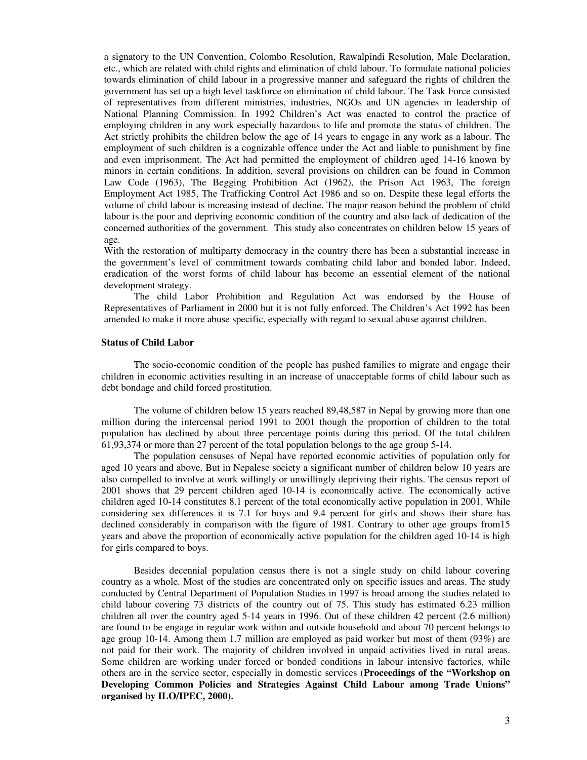a signatory to the UN Convention, Colombo Resolution, Rawalpindi Resolution, Male Declaration, etc., which are related with child rights and elimination of child labour. To formulate national policies towards elimination of child labour in a progressive manner and safeguard the rights of children the government has set up a high level taskforce on elimination of child labour. The Task Force consisted of representatives from different ministries, industries, NGOs and UN agencies in leadership of National Planning Commission. In 1992 Children's Act was enacted to control the practice of employing children in any work especially hazardous to life and promote the status of children. The Act strictly prohibits the children below the age of 14 years to engage in any work as a labour. The employment of such children is a cognizable offence under the Act and liable to punishment by fine and even imprisonment. The Act had permitted the employment of children aged 14-16 known by minors in certain conditions. In addition, several provisions on children can be found in Common Law Code (1963), The Begging Prohibition Act (1962), the Prison Act 1963, The foreign Employment Act 1985, The Trafficking Control Act 1986 and so on. Despite these legal efforts the volume of child labour is increasing instead of decline. The major reason behind the problem of child labour is the poor and depriving economic condition of the country and also lack of dedication of the concerned authorities of the government. This study also concentrates on children below 15 years of age.

With the restoration of multiparty democracy in the country there has been a substantial increase in the government's level of commitment towards combating child labor and bonded labor. Indeed, eradication of the worst forms of child labour has become an essential element of the national development strategy.

The child Labor Prohibition and Regulation Act was endorsed by the House of Representatives of Parliament in 2000 but it is not fully enforced. The Children's Act 1992 has been amended to make it more abuse specific, especially with regard to sexual abuse against children.

**Status of Child Labor**

The socio-economic condition of the people has pushed families to migrate and engage their children in economic activities resulting in an increase of unacceptable forms of child labour such as debt bondage and child forced prostitution.

The volume of children below 15 years reached 89,48,587 in Nepal by growing more than one million during the intercensal period 1991 to 2001 though the proportion of children to the total population has declined by about three percentage points during this period. Of the total children 61,93,374 or more than 27 percent of the total population belongs to the age group 5-14.

The population censuses of Nepal have reported economic activities of population only for aged 10 years and above. But in Nepalese society a significant number of children below 10 years are also compelled to involve at work willingly or unwillingly depriving their rights. The census report of 2001 shows that 29 percent children aged 10-14 is economically active. The economically active children aged 10-14 constitutes 8.1 percent of the total economically active population in 2001. While considering sex differences it is 7.1 for boys and 9.4 percent for girls and shows their share has declined considerably in comparison with the figure of 1981. Contrary to other age groups from15 years and above the proportion of economically active population for the children aged 10-14 is high for girls compared to boys.

Besides decennial population census there is not a single study on child labour covering country as a whole. Most of the studies are concentrated only on specific issues and areas. The study conducted by Central Department of Population Studies in 1997 is broad among the studies related to child labour covering 73 districts of the country out of 75. This study has estimated 6.23 million children all over the country aged 5-14 years in 1996. Out of these children 42 percent (2.6 million) are found to be engage in regular work within and outside household and about 70 percent belongs to age group 10-14. Among them 1.7 million are employed as paid worker but most of them (93%) are not paid for their work. The majority of children involved in unpaid activities lived in rural areas. Some children are working under forced or bonded conditions in labour intensive factories, while others are in the service sector, especially in domestic services (**Proceedings of the "Workshop on Developing Common Policies and Strategies Against Child Labour among Trade Unions" organised by ILO/IPEC, 2000).**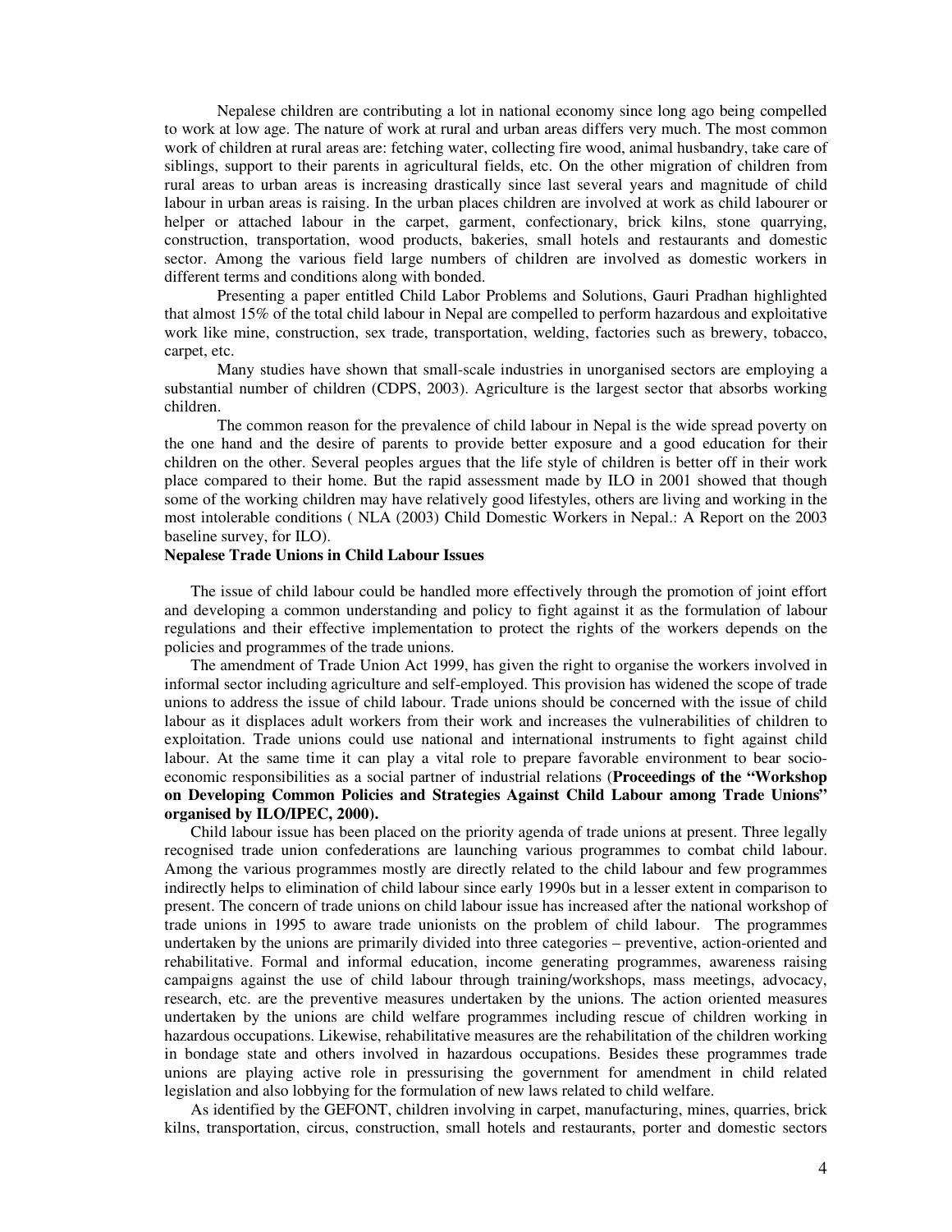Nepalese children are contributing a lot in national economy since long ago being compelled to work at low age. The nature of work at rural and urban areas differs very much. The most common work of children at rural areas are: fetching water, collecting fire wood, animal husbandry, take care of siblings, support to their parents in agricultural fields, etc. On the other migration of children from rural areas to urban areas is increasing drastically since last several years and magnitude of child labour in urban areas is raising. In the urban places children are involved at work as child labourer or helper or attached labour in the carpet, garment, confectionary, brick kilns, stone quarrying, construction, transportation, wood products, bakeries, small hotels and restaurants and domestic sector. Among the various field large numbers of children are involved as domestic workers in different terms and conditions along with bonded.

Presenting a paper entitled Child Labor Problems and Solutions, Gauri Pradhan highlighted that almost 15% of the total child labour in Nepal are compelled to perform hazardous and exploitative work like mine, construction, sex trade, transportation, welding, factories such as brewery, tobacco, carpet, etc.

Many studies have shown that small-scale industries in unorganised sectors are employing a substantial number of children (CDPS, 2003). Agriculture is the largest sector that absorbs working children.

The common reason for the prevalence of child labour in Nepal is the wide spread poverty on the one hand and the desire of parents to provide better exposure and a good education for their children on the other. Several peoples argues that the life style of children is better off in their work place compared to their home. But the rapid assessment made by ILO in 2001 showed that though some of the working children may have relatively good lifestyles, others are living and working in the most intolerable conditions ( NLA (2003) Child Domestic Workers in Nepal.: A Report on the 2003 baseline survey, for ILO).

**Nepalese Trade Unions in Child Labour Issues**

The issue of child labour could be handled more effectively through the promotion of joint effort and developing a common understanding and policy to fight against it as the formulation of labour regulations and their effective implementation to protect the rights of the workers depends on the policies and programmes of the trade unions.

The amendment of Trade Union Act 1999, has given the right to organise the workers involved in informal sector including agriculture and self-employed. This provision has widened the scope of trade unions to address the issue of child labour. Trade unions should be concerned with the issue of child labour as it displaces adult workers from their work and increases the vulnerabilities of children to exploitation. Trade unions could use national and international instruments to fight against child labour. At the same time it can play a vital role to prepare favorable environment to bear socio-economic responsibilities as a social partner of industrial relations (**Proceedings of the "Workshop on Developing Common Policies and Strategies Against Child Labour among Trade Unions" organised by ILO/IPEC, 2000).**

Child labour issue has been placed on the priority agenda of trade unions at present. Three legally recognised trade union confederations are launching various programmes to combat child labour. Among the various programmes mostly are directly related to the child labour and few programmes indirectly helps to elimination of child labour since early 1990s but in a lesser extent in comparison to present. The concern of trade unions on child labour issue has increased after the national workshop of trade unions in 1995 to aware trade unionists on the problem of child labour. The programmes undertaken by the unions are primarily divided into three categories – preventive, action-oriented and rehabilitative. Formal and informal education, income generating programmes, awareness raising campaigns against the use of child labour through training/workshops, mass meetings, advocacy, research, etc. are the preventive measures undertaken by the unions. The action oriented measures undertaken by the unions are child welfare programmes including rescue of children working in hazardous occupations. Likewise, rehabilitative measures are the rehabilitation of the children working in bondage state and others involved in hazardous occupations. Besides these programmes trade unions are playing active role in pressurising the government for amendment in child related legislation and also lobbying for the formulation of new laws related to child welfare.

As identified by the GEFONT, children involving in carpet, manufacturing, mines, quarries, brick kilns, transportation, circus, construction, small hotels and restaurants, porter and domestic sectors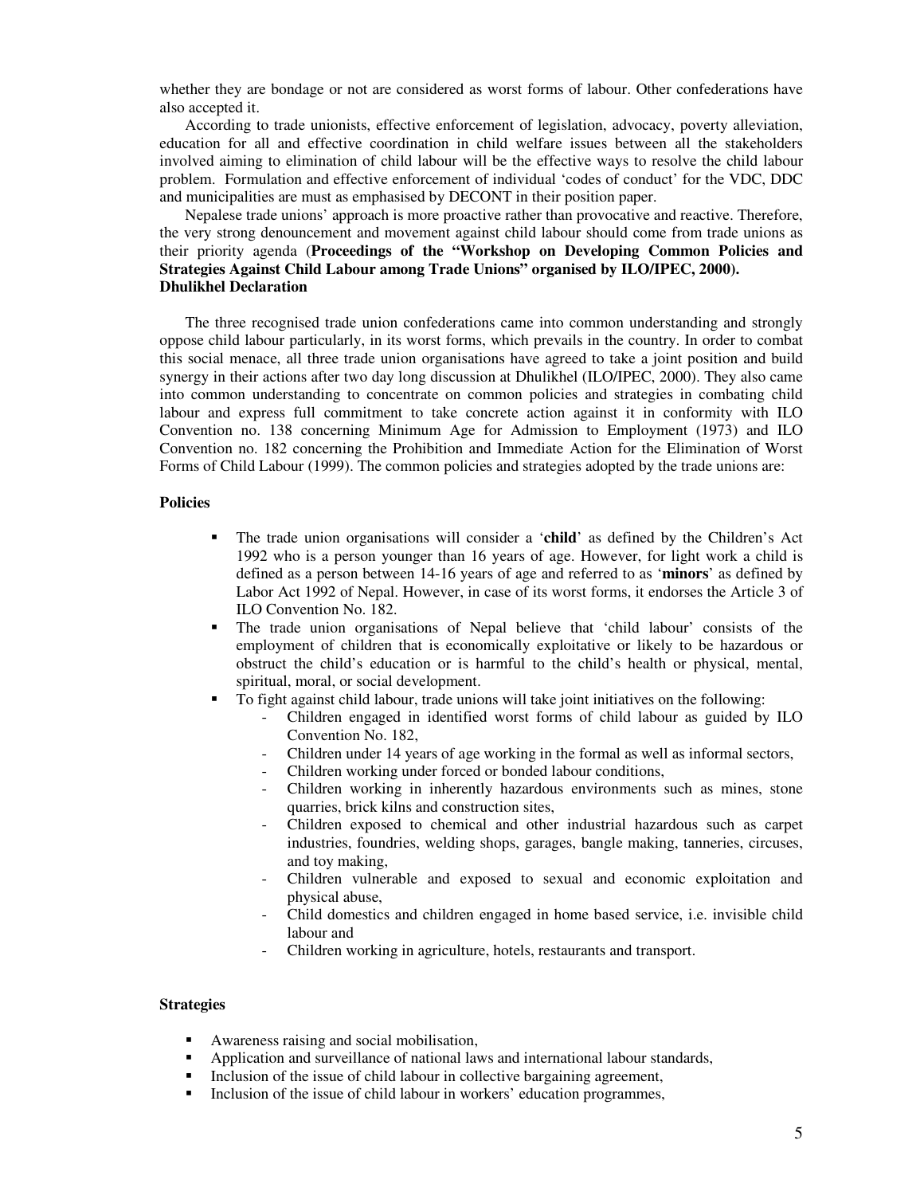whether they are bondage or not are considered as worst forms of labour. Other confederations have also accepted it.

According to trade unionists, effective enforcement of legislation, advocacy, poverty alleviation, education for all and effective coordination in child welfare issues between all the stakeholders involved aiming to elimination of child labour will be the effective ways to resolve the child labour problem. Formulation and effective enforcement of individual 'codes of conduct' for the VDC, DDC and municipalities are must as emphasised by DECONT in their position paper.

Nepalese trade unions' approach is more proactive rather than provocative and reactive. Therefore, the very strong denouncement and movement against child labour should come from trade unions as their priority agenda (**Proceedings of the "Workshop on Developing Common Policies and Strategies Against Child Labour among Trade Unions" organised by ILO/IPEC, 2000).**

**Dhulikhel Declaration**

The three recognised trade union confederations came into common understanding and strongly oppose child labour particularly, in its worst forms, which prevails in the country. In order to combat this social menace, all three trade union organisations have agreed to take a joint position and build synergy in their actions after two day long discussion at Dhulikhel (ILO/IPEC, 2000). They also came into common understanding to concentrate on common policies and strategies in combating child labour and express full commitment to take concrete action against it in conformity with ILO Convention no. 138 concerning Minimum Age for Admission to Employment (1973) and ILO Convention no. 182 concerning the Prohibition and Immediate Action for the Elimination of Worst Forms of Child Labour (1999). The common policies and strategies adopted by the trade unions are:

**Policies**

- The trade union organisations will consider a '**child**' as defined by the Children's Act 1992 who is a person younger than 16 years of age. However, for light work a child is defined as a person between 14-16 years of age and referred to as '**minors**' as defined by Labor Act 1992 of Nepal. However, in case of its worst forms, it endorses the Article 3 of ILO Convention No. 182.
- The trade union organisations of Nepal believe that 'child labour' consists of the employment of children that is economically exploitative or likely to be hazardous or obstruct the child's education or is harmful to the child's health or physical, mental, spiritual, moral, or social development.
- To fight against child labour, trade unions will take joint initiatives on the following:
  - Children engaged in identified worst forms of child labour as guided by ILO Convention No. 182,
  - Children under 14 years of age working in the formal as well as informal sectors,
  - Children working under forced or bonded labour conditions,
  - Children working in inherently hazardous environments such as mines, stone quarries, brick kilns and construction sites,
  - Children exposed to chemical and other industrial hazardous such as carpet industries, foundries, welding shops, garages, bangle making, tanneries, circuses, and toy making,
  - Children vulnerable and exposed to sexual and economic exploitation and physical abuse,
  - Child domestics and children engaged in home based service, i.e. invisible child labour and
  - Children working in agriculture, hotels, restaurants and transport.

**Strategies**

- Awareness raising and social mobilisation,
- Application and surveillance of national laws and international labour standards,
- Inclusion of the issue of child labour in collective bargaining agreement,
- Inclusion of the issue of child labour in workers' education programmes,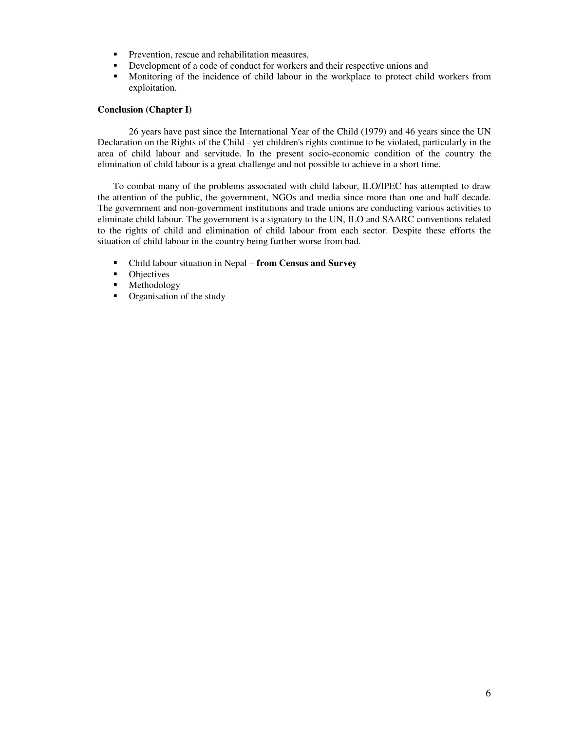- Prevention, rescue and rehabilitation measures,
- Development of a code of conduct for workers and their respective unions and
- Monitoring of the incidence of child labour in the workplace to protect child workers from exploitation.

**Conclusion (Chapter I)**

26 years have past since the International Year of the Child (1979) and 46 years since the UN Declaration on the Rights of the Child - yet children's rights continue to be violated, particularly in the area of child labour and servitude. In the present socio-economic condition of the country the elimination of child labour is a great challenge and not possible to achieve in a short time.

To combat many of the problems associated with child labour, ILO/IPEC has attempted to draw the attention of the public, the government, NGOs and media since more than one and half decade. The government and non-government institutions and trade unions are conducting various activities to eliminate child labour. The government is a signatory to the UN, ILO and SAARC conventions related to the rights of child and elimination of child labour from each sector. Despite these efforts the situation of child labour in the country being further worse from bad.

- Child labour situation in Nepal – **from Census and Survey**
- Objectives
- Methodology
- Organisation of the study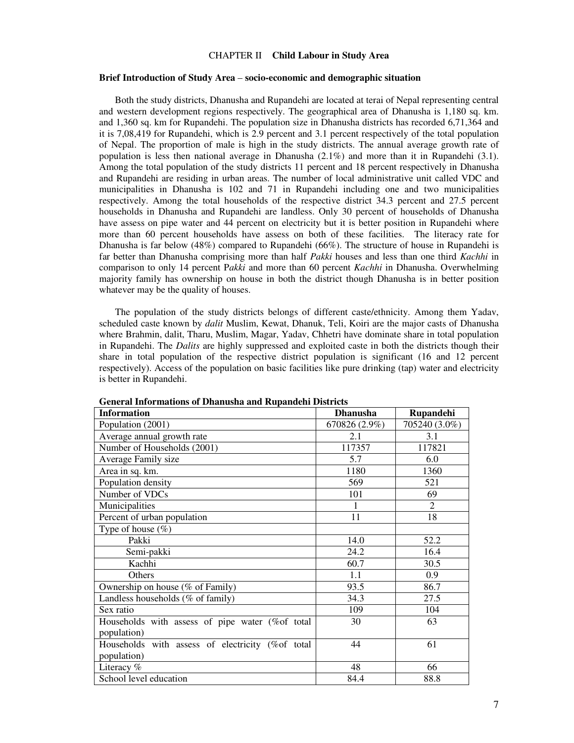## CHAPTER II **Child Labour in Study Area**

### Brief Introduction of Study Area – socio-economic and demographic situation

Both the study districts, Dhanusha and Rupandehi are located at terai of Nepal representing central and western development regions respectively. The geographical area of Dhanusha is 1,180 sq. km. and 1,360 sq. km for Rupandehi. The population size in Dhanusha districts has recorded 6,71,364 and it is 7,08,419 for Rupandehi, which is 2.9 percent and 3.1 percent respectively of the total population of Nepal. The proportion of male is high in the study districts. The annual average growth rate of population is less then national average in Dhanusha (2.1%) and more than it in Rupandehi (3.1). Among the total population of the study districts 11 percent and 18 percent respectively in Dhanusha and Rupandehi are residing in urban areas. The number of local administrative unit called VDC and municipalities in Dhanusha is 102 and 71 in Rupandehi including one and two municipalities respectively. Among the total households of the respective district 34.3 percent and 27.5 percent households in Dhanusha and Rupandehi are landless. Only 30 percent of households of Dhanusha have assess on pipe water and 44 percent on electricity but it is better position in Rupandehi where more than 60 percent households have assess on both of these facilities. The literacy rate for Dhanusha is far below (48%) compared to Rupandehi (66%). The structure of house in Rupandehi is far better than Dhanusha comprising more than half *Pakki* houses and less than one third *Kachhi* in comparison to only 14 percent P*akki* and more than 60 percent *Kachhi* in Dhanusha. Overwhelming majority family has ownership on house in both the district though Dhanusha is in better position whatever may be the quality of houses.

The population of the study districts belongs of different caste/ethnicity. Among them Yadav, scheduled caste known by *dalit* Muslim, Kewat, Dhanuk, Teli, Koiri are the major casts of Dhanusha where Brahmin, dalit, Tharu, Muslim, Magar, Yadav, Chhetri have dominate share in total population in Rupandehi. The *Dalits* are highly suppressed and exploited caste in both the districts though their share in total population of the respective district population is significant (16 and 12 percent respectively). Access of the population on basic facilities like pure drinking (tap) water and electricity is better in Rupandehi.

**General Informations of Dhanusha and Rupandehi Districts**

| Information | Dhanusha | Rupandehi |
|---|---|---|
| Population (2001) | 670826 (2.9%) | 705240 (3.0%) |
| Average annual growth rate | 2.1 | 3.1 |
| Number of Households (2001) | 117357 | 117821 |
| Average Family size | 5.7 | 6.0 |
| Area in sq. km. | 1180 | 1360 |
| Population density | 569 | 521 |
| Number of VDCs | 101 | 69 |
| Municipalities | 1 | 2 |
| Percent of urban population | 11 | 18 |
| Type of house (%) | | |
| Pakki | 14.0 | 52.2 |
| Semi-pakki | 24.2 | 16.4 |
| Kachhi | 60.7 | 30.5 |
| Others | 1.1 | 0.9 |
| Ownership on house (% of Family) | 93.5 | 86.7 |
| Landless households (% of family) | 34.3 | 27.5 |
| Sex ratio | 109 | 104 |
| Households with assess of pipe water (%of total population) | 30 | 63 |
| Households with assess of electricity (%of total population) | 44 | 61 |
| Literacy % | 48 | 66 |
| School level education | 84.4 | 88.8 |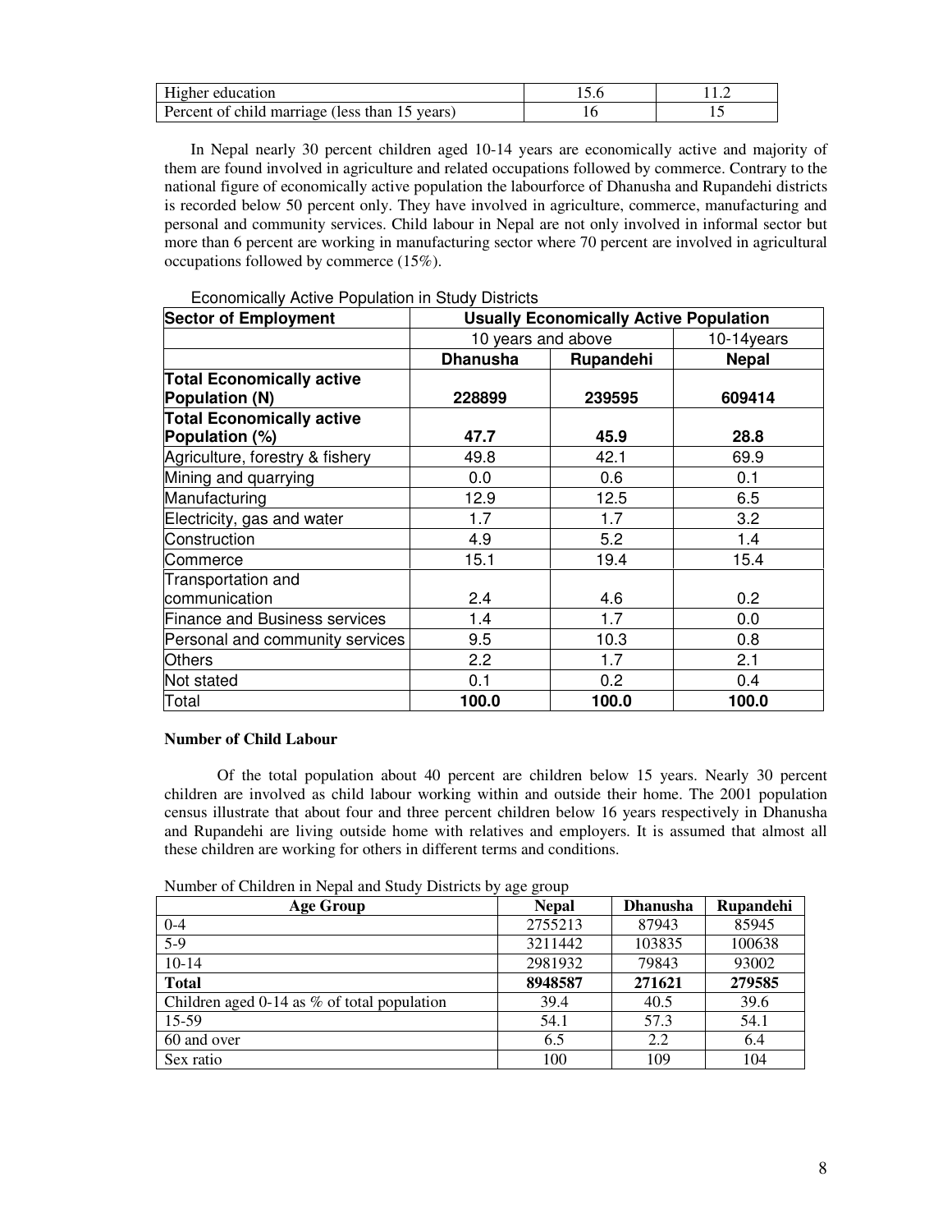| Higher education | 15.6 | 11.2 |
|---|---|---|
| Percent of child marriage (less than 15 years) | 16 | 15 |

In Nepal nearly 30 percent children aged 10-14 years are economically active and majority of them are found involved in agriculture and related occupations followed by commerce. Contrary to the national figure of economically active population the labourforce of Dhanusha and Rupandehi districts is recorded below 50 percent only. They have involved in agriculture, commerce, manufacturing and personal and community services. Child labour in Nepal are not only involved in informal sector but more than 6 percent are working in manufacturing sector where 70 percent are involved in agricultural occupations followed by commerce (15%).

Economically Active Population in Study Districts

| **Sector of Employment** | **Usually Economically Active Population** | | |
|---|---|---|---|
| | 10 years and above | | 10-14years |
| | **Dhanusha** | **Rupandehi** | **Nepal** |
| **Total Economically active Population (N)** | **228899** | **239595** | **609414** |
| **Total Economically active Population (%)** | **47.7** | **45.9** | **28.8** |
| Agriculture, forestry & fishery | 49.8 | 42.1 | 69.9 |
| Mining and quarrying | 0.0 | 0.6 | 0.1 |
| Manufacturing | 12.9 | 12.5 | 6.5 |
| Electricity, gas and water | 1.7 | 1.7 | 3.2 |
| Construction | 4.9 | 5.2 | 1.4 |
| Commerce | 15.1 | 19.4 | 15.4 |
| Transportation and communication | 2.4 | 4.6 | 0.2 |
| Finance and Business services | 1.4 | 1.7 | 0.0 |
| Personal and community services | 9.5 | 10.3 | 0.8 |
| Others | 2.2 | 1.7 | 2.1 |
| Not stated | 0.1 | 0.2 | 0.4 |
| Total | **100.0** | **100.0** | **100.0** |

**Number of Child Labour**

Of the total population about 40 percent are children below 15 years. Nearly 30 percent children are involved as child labour working within and outside their home. The 2001 population census illustrate that about four and three percent children below 16 years respectively in Dhanusha and Rupandehi are living outside home with relatives and employers. It is assumed that almost all these children are working for others in different terms and conditions.

Number of Children in Nepal and Study Districts by age group

| **Age Group** | **Nepal** | **Dhanusha** | **Rupandehi** |
|---|---|---|---|
| 0-4 | 2755213 | 87943 | 85945 |
| 5-9 | 3211442 | 103835 | 100638 |
| 10-14 | 2981932 | 79843 | 93002 |
| **Total** | **8948587** | **271621** | **279585** |
| Children aged 0-14 as % of total population | 39.4 | 40.5 | 39.6 |
| 15-59 | 54.1 | 57.3 | 54.1 |
| 60 and over | 6.5 | 2.2 | 6.4 |
| Sex ratio | 100 | 109 | 104 |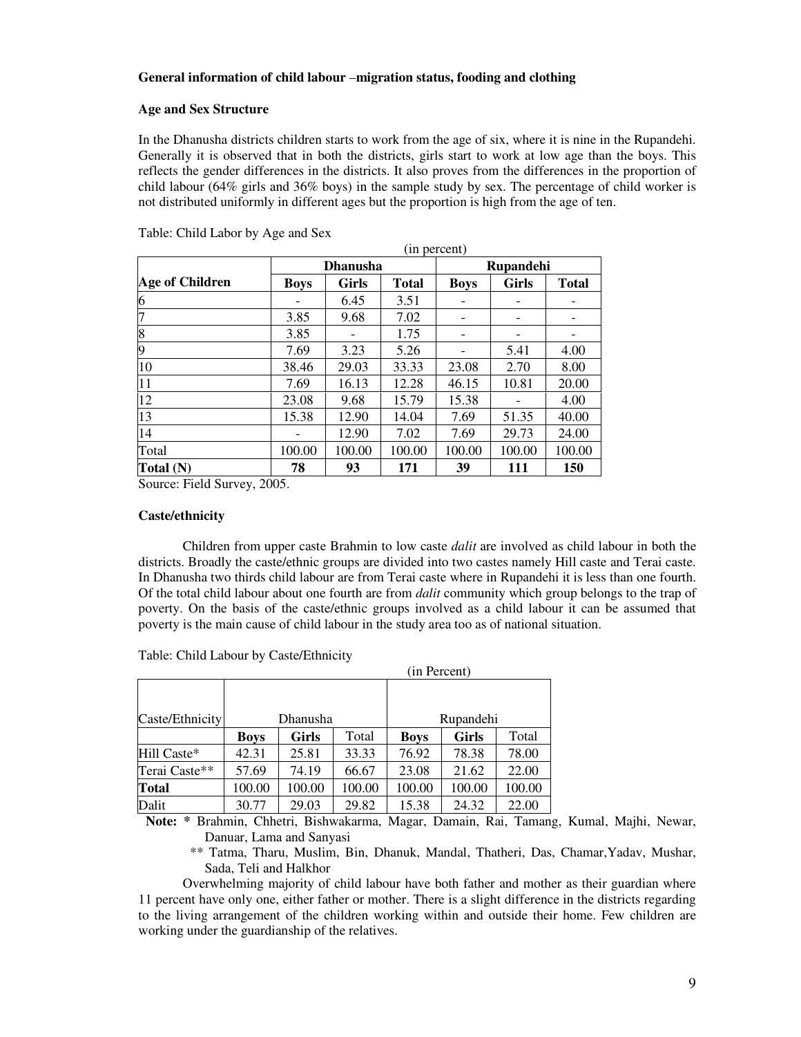**General information of child labour –migration status, fooding and clothing**

**Age and Sex Structure**

In the Dhanusha districts children starts to work from the age of six, where it is nine in the Rupandehi. Generally it is observed that in both the districts, girls start to work at low age than the boys. This reflects the gender differences in the districts. It also proves from the differences in the proportion of child labour (64% girls and 36% boys) in the sample study by sex. The percentage of child worker is not distributed uniformly in different ages but the proportion is high from the age of ten.

Table: Child Labor by Age and Sex

(in percent)

| | Dhanusha | | | Rupandehi | | |
|---|---|---|---|---|---|---|
| **Age of Children** | **Boys** | **Girls** | **Total** | **Boys** | **Girls** | **Total** |
| 6 | - | 6.45 | 3.51 | - | - | - |
| 7 | 3.85 | 9.68 | 7.02 | - | - | - |
| 8 | 3.85 | - | 1.75 | - | - | - |
| 9 | 7.69 | 3.23 | 5.26 | - | 5.41 | 4.00 |
| 10 | 38.46 | 29.03 | 33.33 | 23.08 | 2.70 | 8.00 |
| 11 | 7.69 | 16.13 | 12.28 | 46.15 | 10.81 | 20.00 |
| 12 | 23.08 | 9.68 | 15.79 | 15.38 | - | 4.00 |
| 13 | 15.38 | 12.90 | 14.04 | 7.69 | 51.35 | 40.00 |
| 14 | - | 12.90 | 7.02 | 7.69 | 29.73 | 24.00 |
| Total | 100.00 | 100.00 | 100.00 | 100.00 | 100.00 | 100.00 |
| **Total (N)** | **78** | **93** | **171** | **39** | **111** | **150** |

Source: Field Survey, 2005.

**Caste/ethnicity**

Children from upper caste Brahmin to low caste *dalit* are involved as child labour in both the districts. Broadly the caste/ethnic groups are divided into two castes namely Hill caste and Terai caste. In Dhanusha two thirds child labour are from Terai caste where in Rupandehi it is less than one fourth. Of the total child labour about one fourth are from *dalit* community which group belongs to the trap of poverty. On the basis of the caste/ethnic groups involved as a child labour it can be assumed that poverty is the main cause of child labour in the study area too as of national situation.

Table: Child Labour by Caste/Ethnicity

(in Percent)

| Caste/Ethnicity | Dhanusha | | | Rupandehi | | |
|---|---|---|---|---|---|---|
| | **Boys** | **Girls** | Total | **Boys** | **Girls** | Total |
| Hill Caste* | 42.31 | 25.81 | 33.33 | 76.92 | 78.38 | 78.00 |
| Terai Caste** | 57.69 | 74.19 | 66.67 | 23.08 | 21.62 | 22.00 |
| **Total** | 100.00 | 100.00 | 100.00 | 100.00 | 100.00 | 100.00 |
| Dalit | 30.77 | 29.03 | 29.82 | 15.38 | 24.32 | 22.00 |

**Note: *** Brahmin, Chhetri, Bishwakarma, Magar, Damain, Rai, Tamang, Kumal, Majhi, Newar, Danuar, Lama and Sanyasi

** Tatma, Tharu, Muslim, Bin, Dhanuk, Mandal, Thatheri, Das, Chamar,Yadav, Mushar, Sada, Teli and Halkhor

Overwhelming majority of child labour have both father and mother as their guardian where 11 percent have only one, either father or mother. There is a slight difference in the districts regarding to the living arrangement of the children working within and outside their home. Few children are working under the guardianship of the relatives.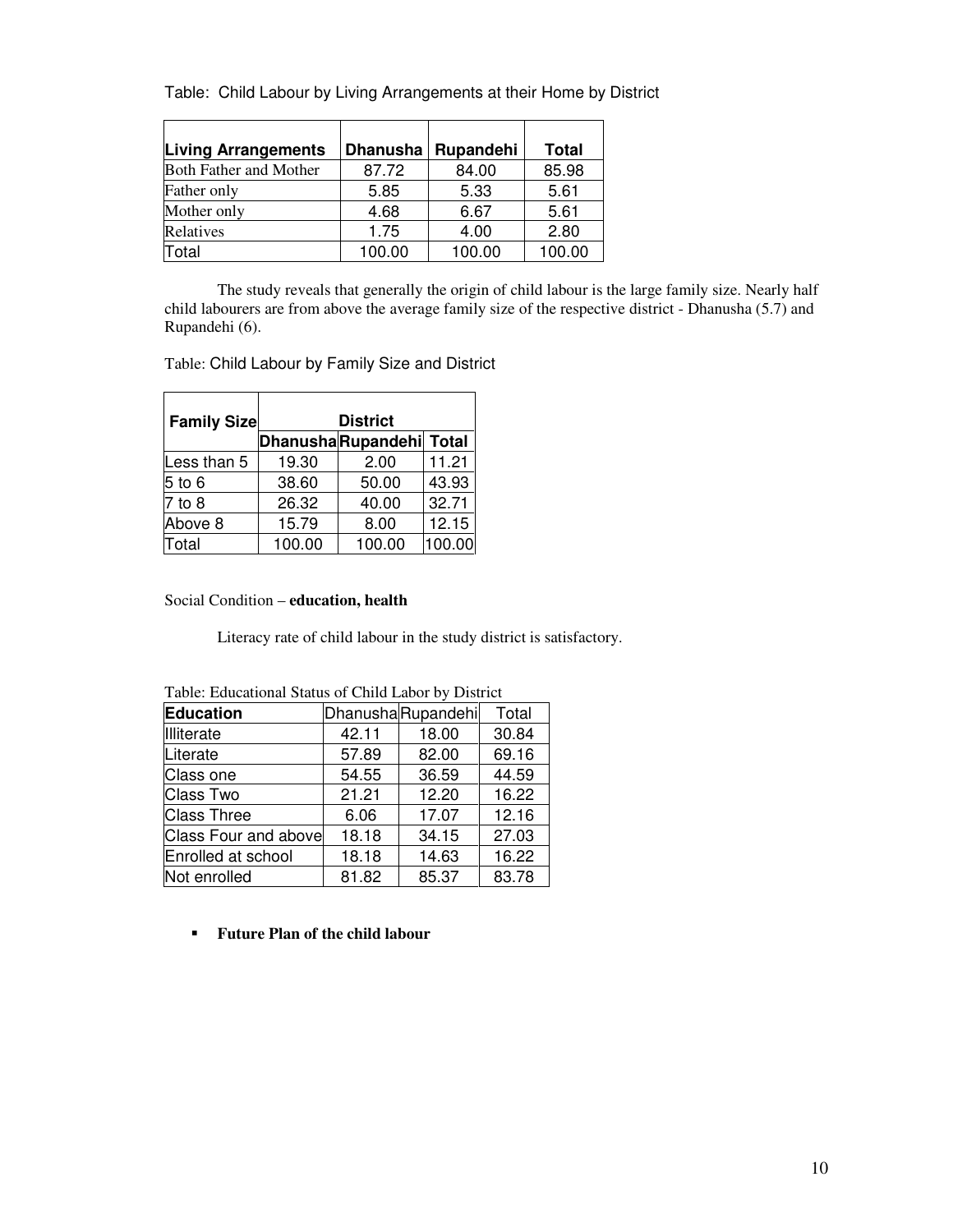Table: Child Labour by Living Arrangements at their Home by District

| Living Arrangements | Dhanusha | Rupandehi | Total |
|---|---|---|---|
| Both Father and Mother | 87.72 | 84.00 | 85.98 |
| Father only | 5.85 | 5.33 | 5.61 |
| Mother only | 4.68 | 6.67 | 5.61 |
| Relatives | 1.75 | 4.00 | 2.80 |
| Total | 100.00 | 100.00 | 100.00 |

The study reveals that generally the origin of child labour is the large family size. Nearly half child labourers are from above the average family size of the respective district - Dhanusha (5.7) and Rupandehi (6).

Table: Child Labour by Family Size and District

| Family Size | District | | |
|---|---|---|---|
| | Dhanusha | Rupandehi | Total |
| Less than 5 | 19.30 | 2.00 | 11.21 |
| 5 to 6 | 38.60 | 50.00 | 43.93 |
| 7 to 8 | 26.32 | 40.00 | 32.71 |
| Above 8 | 15.79 | 8.00 | 12.15 |
| Total | 100.00 | 100.00 | 100.00 |

Social Condition – **education, health**

Literacy rate of child labour in the study district is satisfactory.

Table: Educational Status of Child Labor by District

| Education | Dhanusha | Rupandehi | Total |
|---|---|---|---|
| Illiterate | 42.11 | 18.00 | 30.84 |
| Literate | 57.89 | 82.00 | 69.16 |
| Class one | 54.55 | 36.59 | 44.59 |
| Class Two | 21.21 | 12.20 | 16.22 |
| Class Three | 6.06 | 17.07 | 12.16 |
| Class Four and above | 18.18 | 34.15 | 27.03 |
| Enrolled at school | 18.18 | 14.63 | 16.22 |
| Not enrolled | 81.82 | 85.37 | 83.78 |

- **Future Plan of the child labour**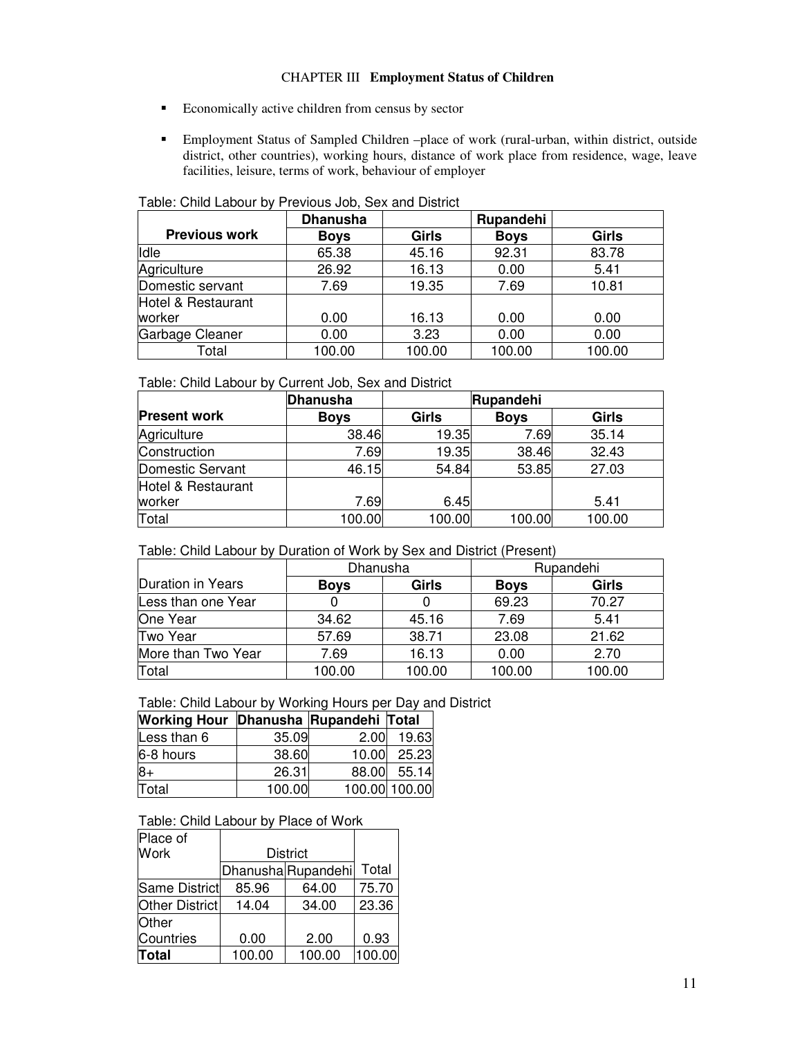## CHAPTER III **Employment Status of Children**

- Economically active children from census by sector
- Employment Status of Sampled Children –place of work (rural-urban, within district, outside district, other countries), working hours, distance of work place from residence, wage, leave facilities, leisure, terms of work, behaviour of employer

Table: Child Labour by Previous Job, Sex and District

| | Dhanusha | | Rupandehi | |
|---|---|---|---|---|
| **Previous work** | **Boys** | **Girls** | **Boys** | **Girls** |
| Idle | 65.38 | 45.16 | 92.31 | 83.78 |
| Agriculture | 26.92 | 16.13 | 0.00 | 5.41 |
| Domestic servant | 7.69 | 19.35 | 7.69 | 10.81 |
| Hotel & Restaurant worker | 0.00 | 16.13 | 0.00 | 0.00 |
| Garbage Cleaner | 0.00 | 3.23 | 0.00 | 0.00 |
| Total | 100.00 | 100.00 | 100.00 | 100.00 |

Table: Child Labour by Current Job, Sex and District

| | Dhanusha | | Rupandehi | |
|---|---|---|---|---|
| **Present work** | **Boys** | **Girls** | **Boys** | **Girls** |
| Agriculture | 38.46 | 19.35 | 7.69 | 35.14 |
| Construction | 7.69 | 19.35 | 38.46 | 32.43 |
| Domestic Servant | 46.15 | 54.84 | 53.85 | 27.03 |
| Hotel & Restaurant worker | 7.69 | 6.45 | | 5.41 |
| Total | 100.00 | 100.00 | 100.00 | 100.00 |

Table: Child Labour by Duration of Work by Sex and District (Present)

| | Dhanusha | | Rupandehi | |
|---|---|---|---|---|
| Duration in Years | **Boys** | **Girls** | **Boys** | **Girls** |
| Less than one Year | 0 | 0 | 69.23 | 70.27 |
| One Year | 34.62 | 45.16 | 7.69 | 5.41 |
| Two Year | 57.69 | 38.71 | 23.08 | 21.62 |
| More than Two Year | 7.69 | 16.13 | 0.00 | 2.70 |
| Total | 100.00 | 100.00 | 100.00 | 100.00 |

Table: Child Labour by Working Hours per Day and District

| Working Hour | Dhanusha | Rupandehi | Total |
|---|---|---|---|
| Less than 6 | 35.09 | 2.00 | 19.63 |
| 6-8 hours | 38.60 | 10.00 | 25.23 |
| 8+ | 26.31 | 88.00 | 55.14 |
| Total | 100.00 | 100.00 | 100.00 |

Table: Child Labour by Place of Work

| Place of Work | District | | |
|---|---|---|---|
| | Dhanusha | Rupandehi | Total |
| Same District | 85.96 | 64.00 | 75.70 |
| Other District | 14.04 | 34.00 | 23.36 |
| Other Countries | 0.00 | 2.00 | 0.93 |
| **Total** | 100.00 | 100.00 | 100.00 |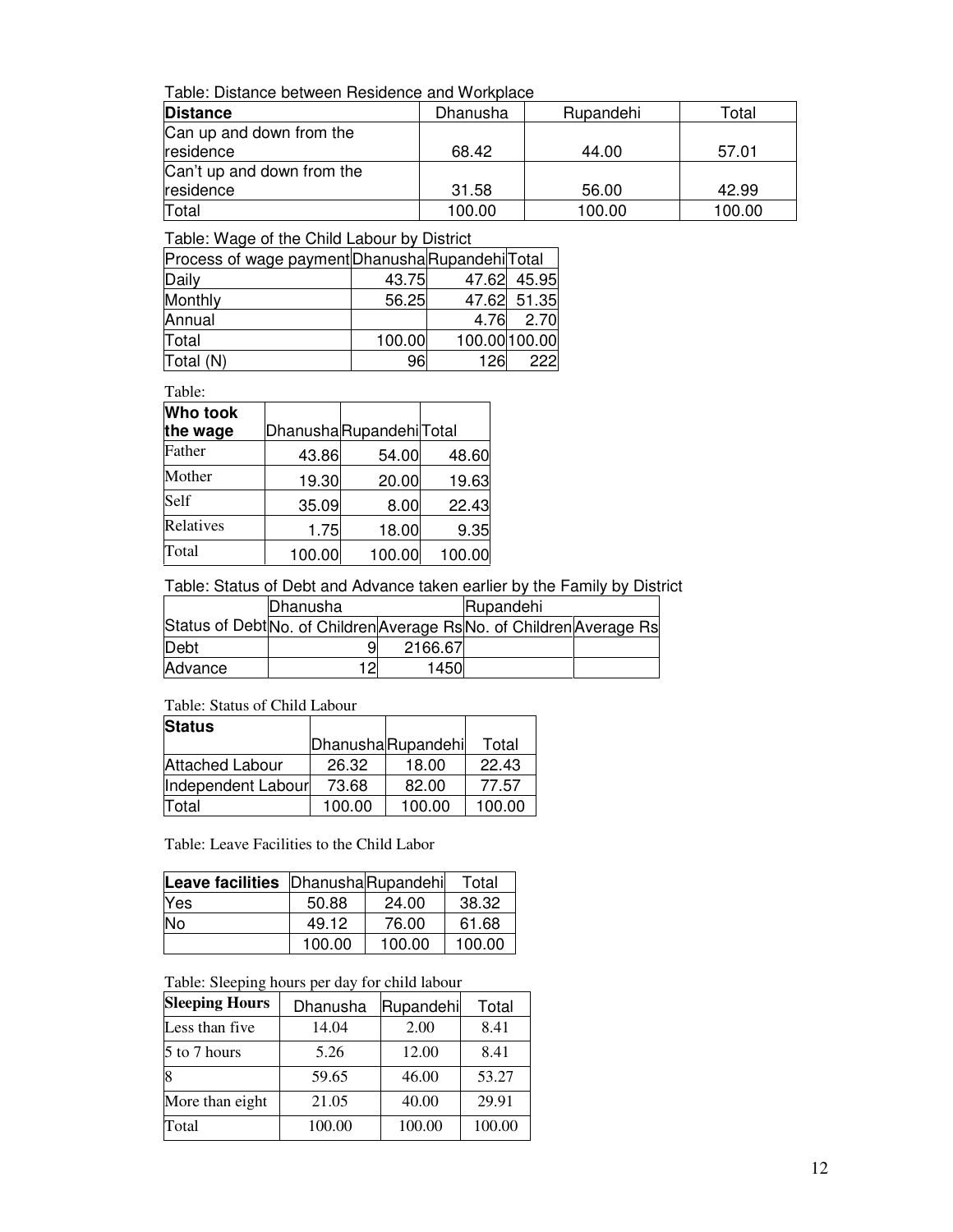Table: Distance between Residence and Workplace

| **Distance** | Dhanusha | Rupandehi | Total |
|---|---|---|---|
| Can up and down from the residence | 68.42 | 44.00 | 57.01 |
| Can't up and down from the residence | 31.58 | 56.00 | 42.99 |
| Total | 100.00 | 100.00 | 100.00 |

Table: Wage of the Child Labour by District

| Process of wage payment | Dhanusha | Rupandehi | Total |
|---|---|---|---|
| Daily | 43.75 | 47.62 | 45.95 |
| Monthly | 56.25 | 47.62 | 51.35 |
| Annual | | 4.76 | 2.70 |
| Total | 100.00 | 100.00 | 100.00 |
| Total (N) | 96 | 126 | 222 |

Table:

| **Who took the wage** | Dhanusha | Rupandehi | Total |
|---|---|---|---|
| Father | 43.86 | 54.00 | 48.60 |
| Mother | 19.30 | 20.00 | 19.63 |
| Self | 35.09 | 8.00 | 22.43 |
| Relatives | 1.75 | 18.00 | 9.35 |
| Total | 100.00 | 100.00 | 100.00 |

Table: Status of Debt and Advance taken earlier by the Family by District

| | Dhanusha | | Rupandehi | |
|---|---|---|---|---|
| Status of Debt | No. of Children | Average Rs | No. of Children | Average Rs |
| Debt | 9 | 2166.67 | | |
| Advance | 12 | 1450 | | |

Table: Status of Child Labour

| **Status** | Dhanusha | Rupandehi | Total |
|---|---|---|---|
| Attached Labour | 26.32 | 18.00 | 22.43 |
| Independent Labour | 73.68 | 82.00 | 77.57 |
| Total | 100.00 | 100.00 | 100.00 |

Table: Leave Facilities to the Child Labor

| **Leave facilities** | Dhanusha | Rupandehi | Total |
|---|---|---|---|
| Yes | 50.88 | 24.00 | 38.32 |
| No | 49.12 | 76.00 | 61.68 |
| | 100.00 | 100.00 | 100.00 |

Table: Sleeping hours per day for child labour

| **Sleeping Hours** | Dhanusha | Rupandehi | Total |
|---|---|---|---|
| Less than five | 14.04 | 2.00 | 8.41 |
| 5 to 7 hours | 5.26 | 12.00 | 8.41 |
| 8 | 59.65 | 46.00 | 53.27 |
| More than eight | 21.05 | 40.00 | 29.91 |
| Total | 100.00 | 100.00 | 100.00 |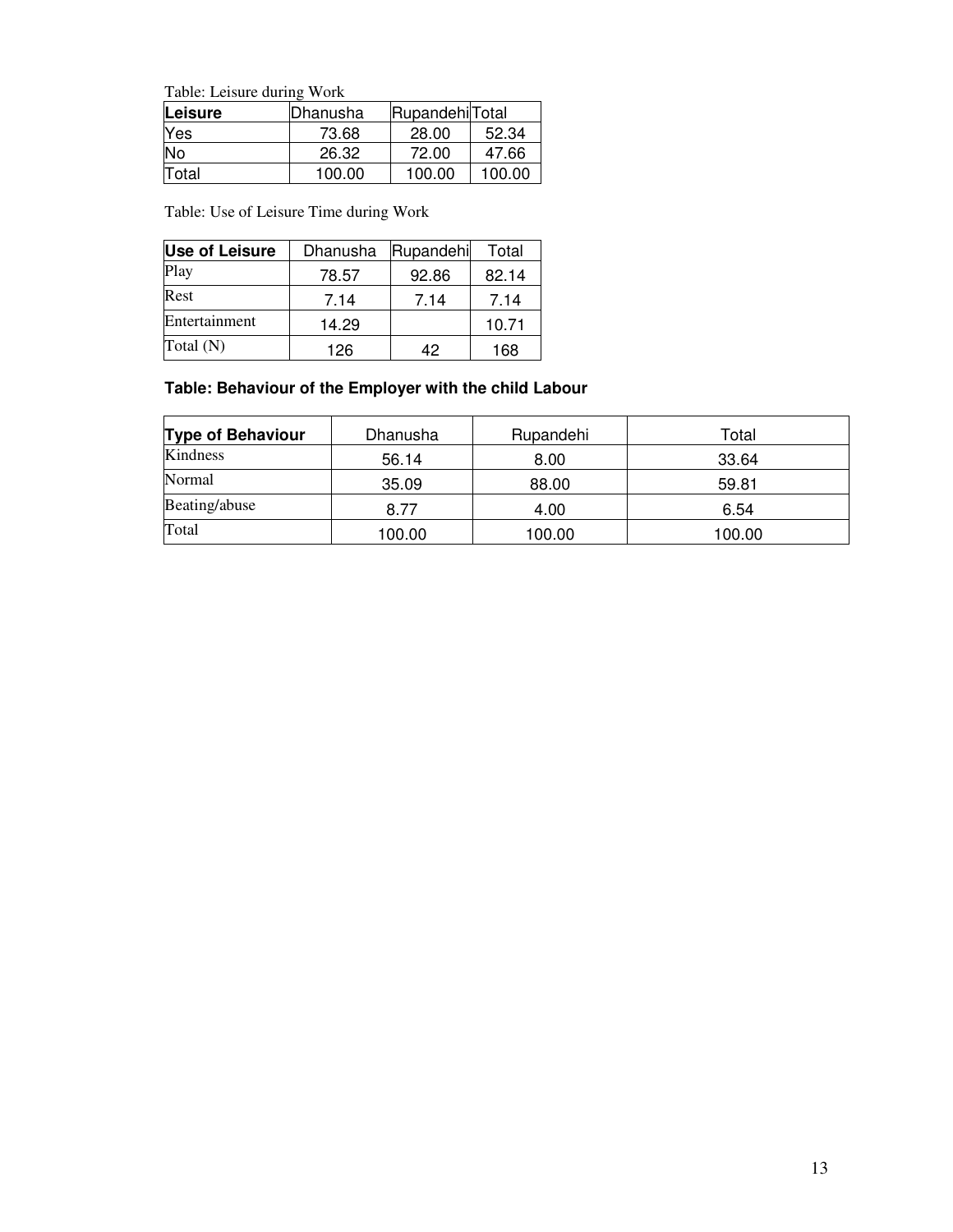Table: Leisure during Work

| Leisure | Dhanusha | Rupandehi | Total |
|---|---|---|---|
| Yes | 73.68 | 28.00 | 52.34 |
| No | 26.32 | 72.00 | 47.66 |
| Total | 100.00 | 100.00 | 100.00 |

Table: Use of Leisure Time during Work

| Use of Leisure | Dhanusha | Rupandehi | Total |
|---|---|---|---|
| Play | 78.57 | 92.86 | 82.14 |
| Rest | 7.14 | 7.14 | 7.14 |
| Entertainment | 14.29 | | 10.71 |
| Total (N) | 126 | 42 | 168 |

**Table: Behaviour of the Employer with the child Labour**

| Type of Behaviour | Dhanusha | Rupandehi | Total |
|---|---|---|---|
| Kindness | 56.14 | 8.00 | 33.64 |
| Normal | 35.09 | 88.00 | 59.81 |
| Beating/abuse | 8.77 | 4.00 | 6.54 |
| Total | 100.00 | 100.00 | 100.00 |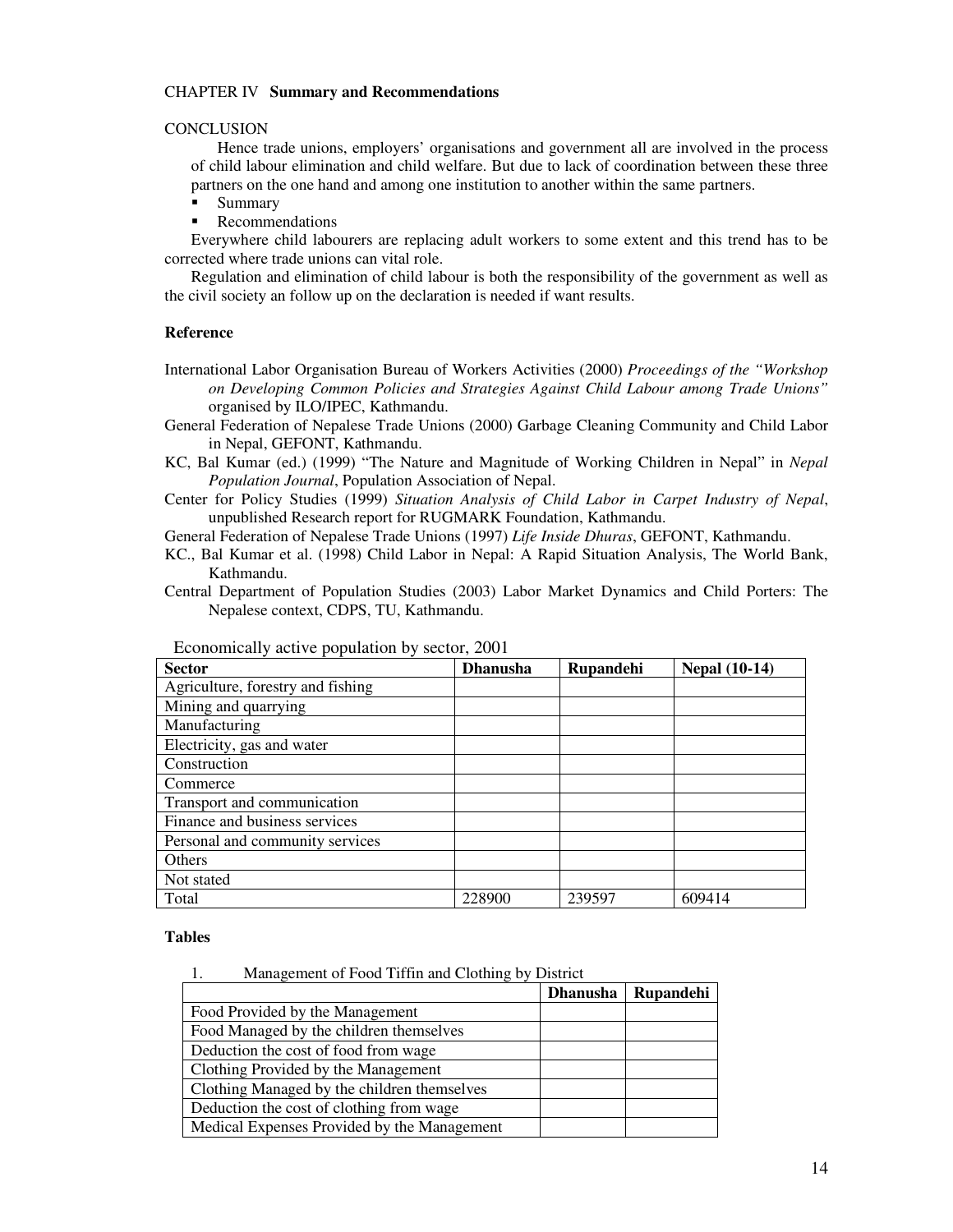CHAPTER IV **Summary and Recommendations**

CONCLUSION

Hence trade unions, employers' organisations and government all are involved in the process of child labour elimination and child welfare. But due to lack of coordination between these three partners on the one hand and among one institution to another within the same partners.

- Summary
- Recommendations

Everywhere child labourers are replacing adult workers to some extent and this trend has to be corrected where trade unions can vital role.

Regulation and elimination of child labour is both the responsibility of the government as well as the civil society an follow up on the declaration is needed if want results.

**Reference**

International Labor Organisation Bureau of Workers Activities (2000) *Proceedings of the "Workshop on Developing Common Policies and Strategies Against Child Labour among Trade Unions"* organised by ILO/IPEC, Kathmandu.

General Federation of Nepalese Trade Unions (2000) Garbage Cleaning Community and Child Labor in Nepal, GEFONT, Kathmandu.

KC, Bal Kumar (ed.) (1999) "The Nature and Magnitude of Working Children in Nepal" in *Nepal Population Journal*, Population Association of Nepal.

Center for Policy Studies (1999) *Situation Analysis of Child Labor in Carpet Industry of Nepal*, unpublished Research report for RUGMARK Foundation, Kathmandu.

General Federation of Nepalese Trade Unions (1997) *Life Inside Dhuras*, GEFONT, Kathmandu.

KC., Bal Kumar et al. (1998) Child Labor in Nepal: A Rapid Situation Analysis, The World Bank, Kathmandu.

Central Department of Population Studies (2003) Labor Market Dynamics and Child Porters: The Nepalese context, CDPS, TU, Kathmandu.

Economically active population by sector, 2001

| Sector | Dhanusha | Rupandehi | Nepal (10-14) |
|---|---|---|---|
| Agriculture, forestry and fishing | | | |
| Mining and quarrying | | | |
| Manufacturing | | | |
| Electricity, gas and water | | | |
| Construction | | | |
| Commerce | | | |
| Transport and communication | | | |
| Finance and business services | | | |
| Personal and community services | | | |
| Others | | | |
| Not stated | | | |
| Total | 228900 | 239597 | 609414 |

**Tables**

1. Management of Food Tiffin and Clothing by District

| | Dhanusha | Rupandehi |
|---|---|---|
| Food Provided by the Management | | |
| Food Managed by the children themselves | | |
| Deduction the cost of food from wage | | |
| Clothing Provided by the Management | | |
| Clothing Managed by the children themselves | | |
| Deduction the cost of clothing from wage | | |
| Medical Expenses Provided by the Management | | |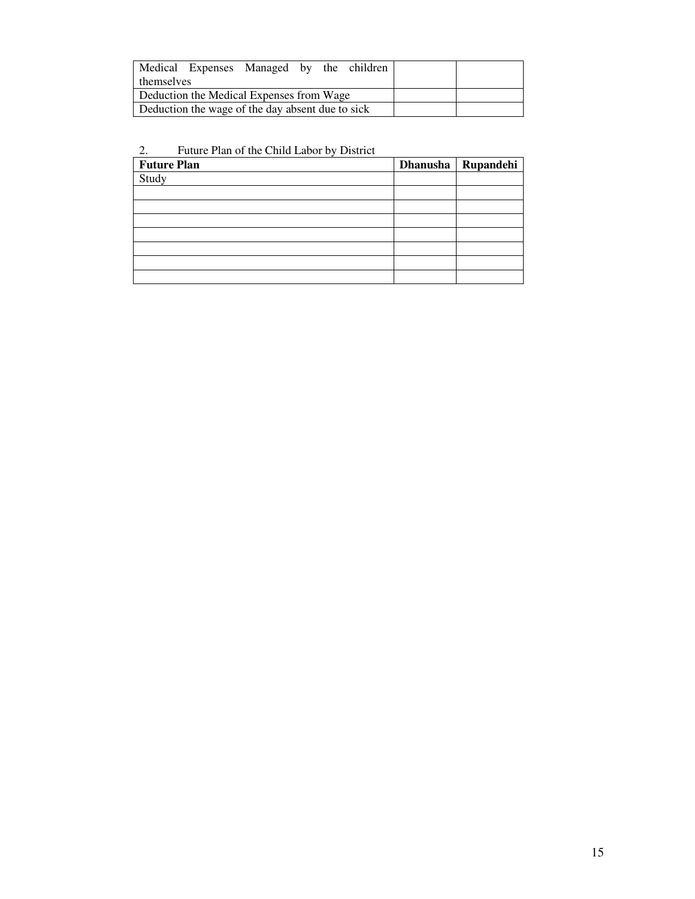| | | |
|---|---|---|
| Medical Expenses Managed by the children themselves | | |
| Deduction the Medical Expenses from Wage | | |
| Deduction the wage of the day absent due to sick | | |

2. Future Plan of the Child Labor by District

| **Future Plan** | **Dhanusha** | **Rupandehi** |
|---|---|---|
| Study | | |
| | | |
| | | |
| | | |
| | | |
| | | |
| | | |
| | | |